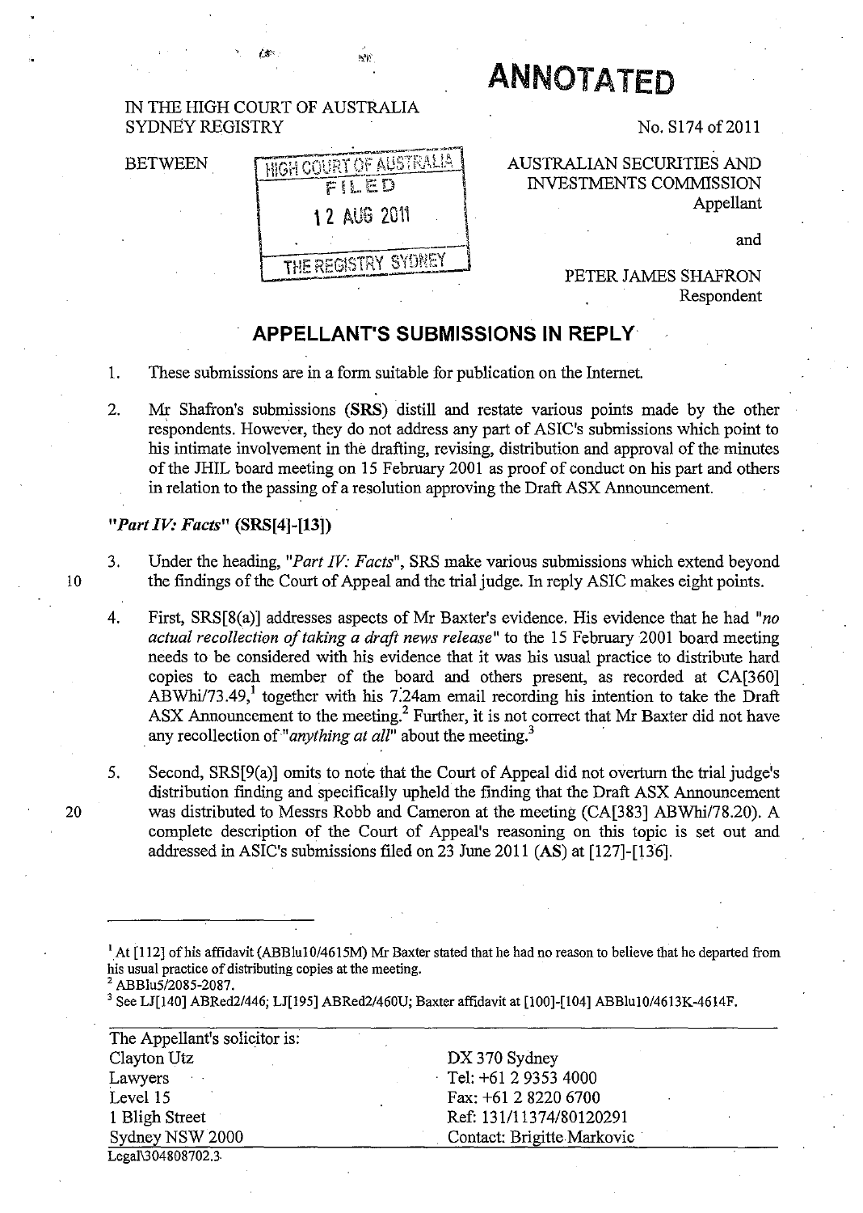# ANNOTATED

IN THE HIGH COURT OF AUSTRALIA
SYDNEY REGISTRY

No. S174 of 2011

BETWEEN

HIGH COURT OF AUSTRALIA
FILED
12 AUG 2011
THE REGISTRY SYDNEY

AUSTRALIAN SECURITIES AND INVESTMENTS COMMISSION
Appellant

and

PETER JAMES SHAFRON
Respondent

## APPELLANT'S SUBMISSIONS IN REPLY

1. These submissions are in a form suitable for publication on the Internet.

2. Mr Shafron's submissions (**SRS**) distill and restate various points made by the other respondents. However, they do not address any part of ASIC's submissions which point to his intimate involvement in the drafting, revising, distribution and approval of the minutes of the JHIL board meeting on 15 February 2001 as proof of conduct on his part and others in relation to the passing of a resolution approving the Draft ASX Announcement.

### *"Part IV: Facts"* (SRS[4]-[13])

3. Under the heading, *"Part IV: Facts"*, SRS make various submissions which extend beyond the findings of the Court of Appeal and the trial judge. In reply ASIC makes eight points.

4. First, SRS[8(a)] addresses aspects of Mr Baxter's evidence. His evidence that he had *"no actual recollection of taking a draft news release"* to the 15 February 2001 board meeting needs to be considered with his evidence that it was his usual practice to distribute hard copies to each member of the board and others present, as recorded at CA[360] ABWhi/73.49,[1] together with his 7:24am email recording his intention to take the Draft ASX Announcement to the meeting.[2] Further, it is not correct that Mr Baxter did not have any recollection of *"anything at all"* about the meeting.[3]

5. Second, SRS[9(a)] omits to note that the Court of Appeal did not overturn the trial judge's distribution finding and specifically upheld the finding that the Draft ASX Announcement was distributed to Messrs Robb and Cameron at the meeting (CA[383] ABWhi/78.20). A complete description of the Court of Appeal's reasoning on this topic is set out and addressed in ASIC's submissions filed on 23 June 2011 (**AS**) at [127]-[136].

[1] At [112] of his affidavit (ABBlu10/4615M) Mr Baxter stated that he had no reason to believe that he departed from his usual practice of distributing copies at the meeting.

[2] ABBlu5/2085-2087.

[3] See LJ[140] ABRed2/446; LJ[195] ABRed2/460U; Baxter affidavit at [100]-[104] ABBlu10/4613K-4614F.

| The Appellant's solicitor is: | |
|---|---|
| Clayton Utz | DX 370 Sydney |
| Lawyers | Tel: +61 2 9353 4000 |
| Level 15 | Fax: +61 2 8220 6700 |
| 1 Bligh Street | Ref: 131/11374/80120291 |
| Sydney NSW 2000 | Contact: Brigitte Markovic |

Legal\304808702.3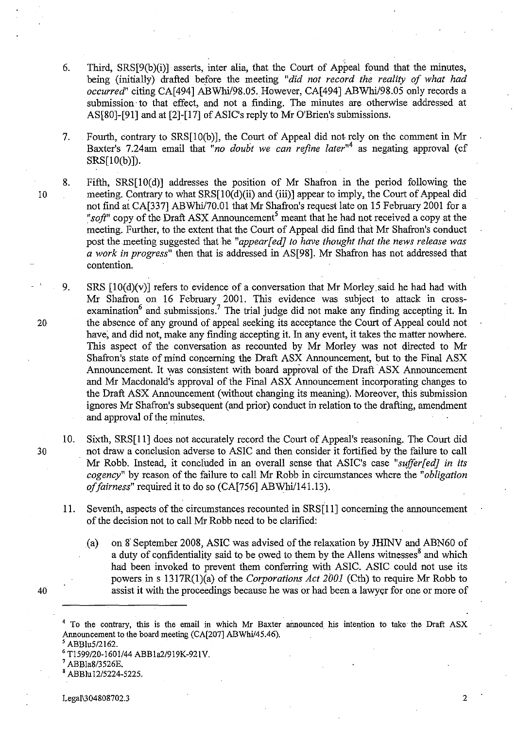6. Third, SRS[9(b)(i)] asserts, inter alia, that the Court of Appeal found that the minutes, being (initially) drafted before the meeting *"did not record the reality of what had occurred"* citing CA[494] ABWhi/98.05. However, CA[494] ABWhi/98.05 only records a submission to that effect, and not a finding. The minutes are otherwise addressed at AS[80]-[91] and at [2]-[17] of ASIC's reply to Mr O'Brien's submissions.

7. Fourth, contrary to SRS[10(b)], the Court of Appeal did not rely on the comment in Mr Baxter's 7.24am email that *"no doubt we can refine later"*[4] as negating approval (cf SRS[10(b)]).

8. Fifth, SRS[10(d)] addresses the position of Mr Shafron in the period following the meeting. Contrary to what SRS[10(d)(ii) and (iii)] appear to imply, the Court of Appeal did not find at CA[337] ABWhi/70.01 that Mr Shafron's request late on 15 February 2001 for a *"soft"* copy of the Draft ASX Announcement[5] meant that he had not received a copy at the meeting. Further, to the extent that the Court of Appeal did find that Mr Shafron's conduct post the meeting suggested that he *"appear[ed] to have thought that the news release was a work in progress"* then that is addressed in AS[98]. Mr Shafron has not addressed that contention.

9. SRS [10(d)(v)] refers to evidence of a conversation that Mr Morley said he had had with Mr Shafron on 16 February 2001. This evidence was subject to attack in cross-examination[6] and submissions.[7] The trial judge did not make any finding accepting it. In the absence of any ground of appeal seeking its acceptance the Court of Appeal could not have, and did not, make any finding accepting it. In any event, it takes the matter nowhere. This aspect of the conversation as recounted by Mr Morley was not directed to Mr Shafron's state of mind concerning the Draft ASX Announcement, but to the Final ASX Announcement. It was consistent with board approval of the Draft ASX Announcement and Mr Macdonald's approval of the Final ASX Announcement incorporating changes to the Draft ASX Announcement (without changing its meaning). Moreover, this submission ignores Mr Shafron's subsequent (and prior) conduct in relation to the drafting, amendment and approval of the minutes.

10. Sixth, SRS[11] does not accurately record the Court of Appeal's reasoning. The Court did not draw a conclusion adverse to ASIC and then consider it fortified by the failure to call Mr Robb. Instead, it concluded in an overall sense that ASIC's case *"suffer[ed] in its cogency"* by reason of the failure to call Mr Robb in circumstances where the *"obligation of fairness"* required it to do so (CA[756] ABWhi/141.13).

11. Seventh, aspects of the circumstances recounted in SRS[11] concerning the announcement of the decision not to call Mr Robb need to be clarified:

    (a) on 8 September 2008, ASIC was advised of the relaxation by JHINV and ABN60 of a duty of confidentiality said to be owed to them by the Allens witnesses[8] and which had been invoked to prevent them conferring with ASIC. ASIC could not use its powers in s 1317R(1)(a) of the *Corporations Act 2001* (Cth) to require Mr Robb to assist it with the proceedings because he was or had been a lawyer for one or more of

---

[4] To the contrary, this is the email in which Mr Baxter announced his intention to take the Draft ASX Announcement to the board meeting (CA[207] ABWhi/45.46).

[5] ABBlu5/2162.

[6] T1599/20-1601/44 ABB1a2/919K-921V.

[7] ABBla8/3526E.

[8] ABBlu12/5224-5225.

Legal\304808702.3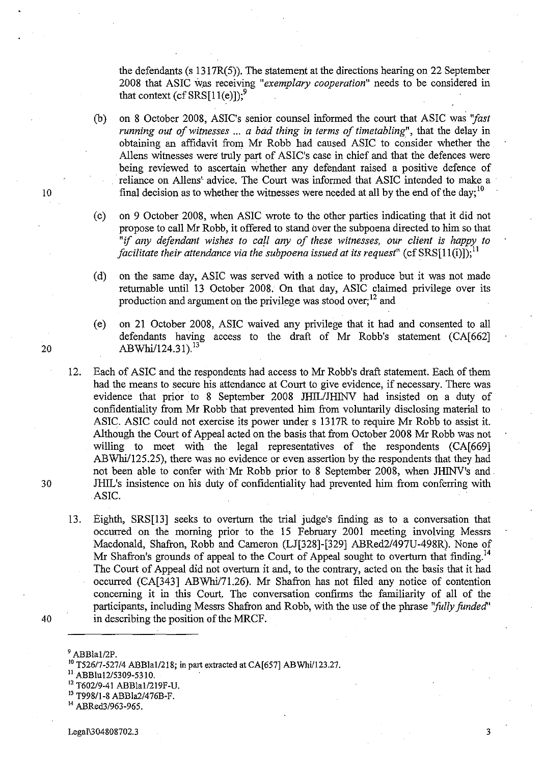the defendants (s 1317R(5)). The statement at the directions hearing on 22 September 2008 that ASIC was receiving *"exemplary cooperation"* needs to be considered in that context (cf SRS[11(e)]);[9]

(b) on 8 October 2008, ASIC's senior counsel informed the court that ASIC was *"fast running out of witnesses ... a bad thing in terms of timetabling"*, that the delay in obtaining an affidavit from Mr Robb had caused ASIC to consider whether the Allens witnesses were truly part of ASIC's case in chief and that the defences were being reviewed to ascertain whether any defendant raised a positive defence of reliance on Allens' advice. The Court was informed that ASIC intended to make a final decision as to whether the witnesses were needed at all by the end of the day;[10]

(c) on 9 October 2008, when ASIC wrote to the other parties indicating that it did not propose to call Mr Robb, it offered to stand over the subpoena directed to him so that *"if any defendant wishes to call any of these witnesses, our client is happy to facilitate their attendance via the subpoena issued at its request"* (cf SRS[11(i)]);[11]

(d) on the same day, ASIC was served with a notice to produce but it was not made returnable until 13 October 2008. On that day, ASIC claimed privilege over its production and argument on the privilege was stood over;[12] and

(e) on 21 October 2008, ASIC waived any privilege that it had and consented to all defendants having access to the draft of Mr Robb's statement (CA[662] ABWhi/124.31).[13]

12. Each of ASIC and the respondents had access to Mr Robb's draft statement. Each of them had the means to secure his attendance at Court to give evidence, if necessary. There was evidence that prior to 8 September 2008 JHIL/JHINV had insisted on a duty of confidentiality from Mr Robb that prevented him from voluntarily disclosing material to ASIC. ASIC could not exercise its power under s 1317R to require Mr Robb to assist it. Although the Court of Appeal acted on the basis that from October 2008 Mr Robb was not willing to meet with the legal representatives of the respondents (CA[669] ABWhi/125.25), there was no evidence or even assertion by the respondents that they had not been able to confer with Mr Robb prior to 8 September 2008, when JHINV's and JHIL's insistence on his duty of confidentiality had prevented him from conferring with ASIC.

13. Eighth, SRS[13] seeks to overturn the trial judge's finding as to a conversation that occurred on the morning prior to the 15 February 2001 meeting involving Messrs Macdonald, Shafron, Robb and Cameron (LJ[328]-[329] ABRed2/497U-498R). None of Mr Shafron's grounds of appeal to the Court of Appeal sought to overturn that finding.[14] The Court of Appeal did not overturn it and, to the contrary, acted on the basis that it had occurred (CA[343] ABWhi/71.26). Mr Shafron has not filed any notice of contention concerning it in this Court. The conversation confirms the familiarity of all of the participants, including Messrs Shafron and Robb, with the use of the phrase *"fully funded"* in describing the position of the MRCF.

---

[9] ABBla1/2P.
[10] T526/7-527/4 ABBla1/218; in part extracted at CA[657] ABWhi/123.27.
[11] ABBlu12/5309-5310.
[12] T602/9-41 ABBla1/219F-U.
[13] T998/1-8 ABBla2/476B-F.
[14] ABRed3/963-965.

Legal\304808702.3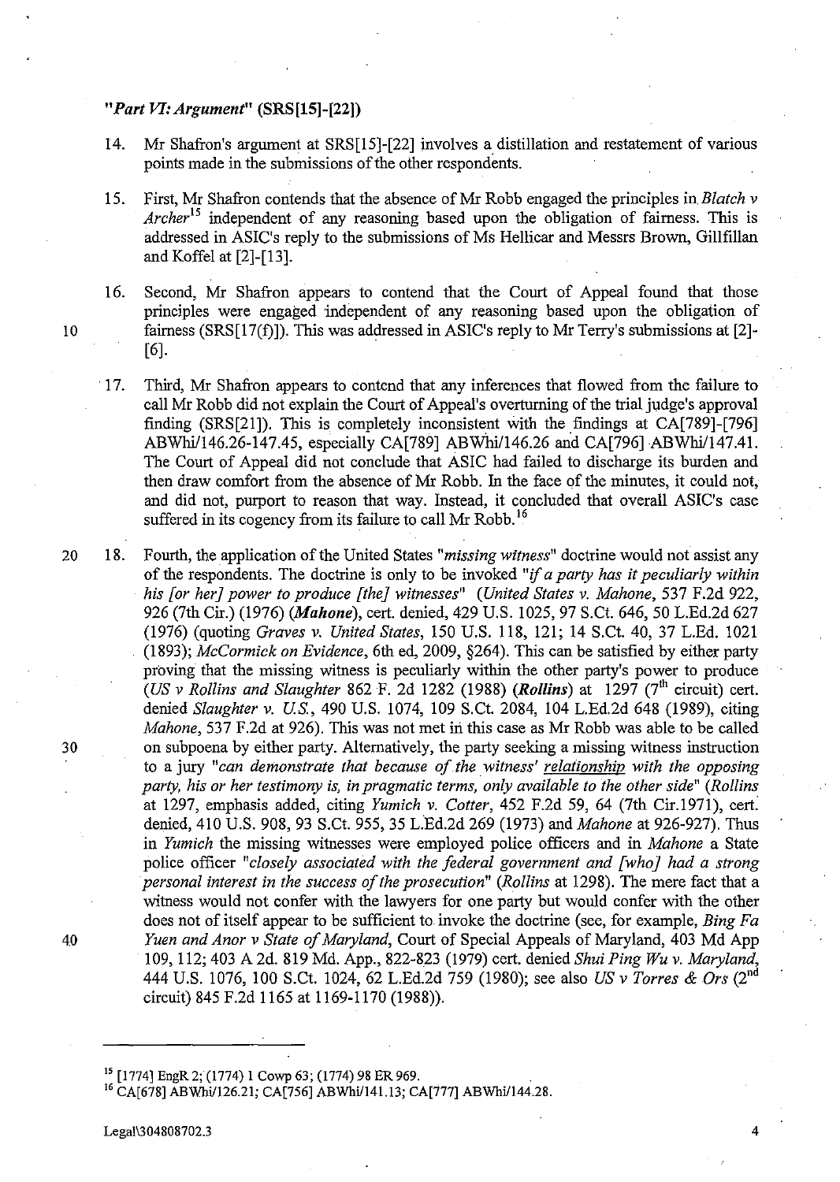*"Part VI: Argument"* **(SRS[15]-[22])**

14. Mr Shafron's argument at SRS[15]-[22] involves a distillation and restatement of various points made in the submissions of the other respondents.

15. First, Mr Shafron contends that the absence of Mr Robb engaged the principles in *Blatch v Archer*[15] independent of any reasoning based upon the obligation of fairness. This is addressed in ASIC's reply to the submissions of Ms Hellicar and Messrs Brown, Gillfillan and Koffel at [2]-[13].

16. Second, Mr Shafron appears to contend that the Court of Appeal found that those principles were engaged independent of any reasoning based upon the obligation of fairness (SRS[17(f)]). This was addressed in ASIC's reply to Mr Terry's submissions at [2]-[6].

17. Third, Mr Shafron appears to contend that any inferences that flowed from the failure to call Mr Robb did not explain the Court of Appeal's overturning of the trial judge's approval finding (SRS[21]). This is completely inconsistent with the findings at CA[789]-[796] ABWhi/146.26-147.45, especially CA[789] ABWhi/146.26 and CA[796] ABWhi/147.41. The Court of Appeal did not conclude that ASIC had failed to discharge its burden and then draw comfort from the absence of Mr Robb. In the face of the minutes, it could not, and did not, purport to reason that way. Instead, it concluded that overall ASIC's case suffered in its cogency from its failure to call Mr Robb.[16]

18. Fourth, the application of the United States *"missing witness"* doctrine would not assist any of the respondents. The doctrine is only to be invoked *"if a party has it peculiarly within his [or her] power to produce [the] witnesses"* (*United States v. Mahone*, 537 F.2d 922, 926 (7th Cir.) (1976) (***Mahone***), cert. denied, 429 U.S. 1025, 97 S.Ct. 646, 50 L.Ed.2d 627 (1976) (quoting *Graves v. United States*, 150 U.S. 118, 121; 14 S.Ct. 40, 37 L.Ed. 1021 (1893); *McCormick on Evidence*, 6th ed, 2009, §264). This can be satisfied by either party proving that the missing witness is peculiarly within the other party's power to produce (*US v Rollins and Slaughter* 862 F. 2d 1282 (1988) (***Rollins***) at 1297 (7th circuit) cert. denied *Slaughter v. U.S.*, 490 U.S. 1074, 109 S.Ct. 2084, 104 L.Ed.2d 648 (1989), citing *Mahone*, 537 F.2d at 926). This was not met in this case as Mr Robb was able to be called on subpoena by either party. Alternatively, the party seeking a missing witness instruction to a jury *"can demonstrate that because of the witness' <u>relationship</u> with the opposing party, his or her testimony is, in pragmatic terms, only available to the other side"* (*Rollins* at 1297, emphasis added, citing *Yumich v. Cotter*, 452 F.2d 59, 64 (7th Cir.1971), cert. denied, 410 U.S. 908, 93 S.Ct. 955, 35 L.Ed.2d 269 (1973) and *Mahone* at 926-927). Thus in *Yumich* the missing witnesses were employed police officers and in *Mahone* a State police officer *"closely associated with the federal government and [who] had a strong personal interest in the success of the prosecution"* (*Rollins* at 1298). The mere fact that a witness would not confer with the lawyers for one party but would confer with the other does not of itself appear to be sufficient to invoke the doctrine (see, for example, *Bing Fa Yuen and Anor v State of Maryland*, Court of Special Appeals of Maryland, 403 Md App 109, 112; 403 A 2d. 819 Md. App., 822-823 (1979) cert. denied *Shui Ping Wu v. Maryland*, 444 U.S. 1076, 100 S.Ct. 1024, 62 L.Ed.2d 759 (1980); see also *US v Torres & Ors* (2nd circuit) 845 F.2d 1165 at 1169-1170 (1988)).

---

[15] [1774] EngR 2; (1774) 1 Cowp 63; (1774) 98 ER 969.

[16] CA[678] ABWhi/126.21; CA[756] ABWhi/141.13; CA[777] ABWhi/144.28.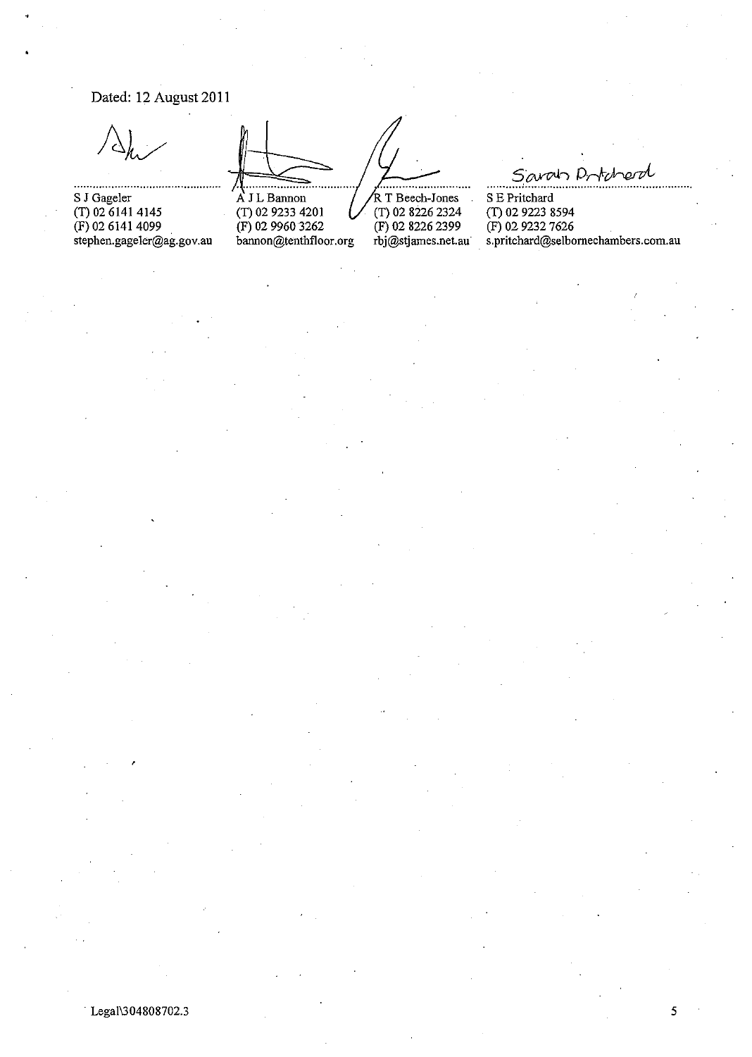Dated: 12 August 2011

| | | | |
|---|---|---|---|
| S J Gageler | A J L Bannon | R T Beech-Jones | S E Pritchard |
| (T) 02 6141 4145 | (T) 02 9233 4201 | (T) 02 8226 2324 | (T) 02 9223 8594 |
| (F) 02 6141 4099 | (F) 02 9960 3262 | (F) 02 8226 2399 | (F) 02 9232 7626 |
| stephen.gageler@ag.gov.au | bannon@tenthfloor.org | rbj@stjames.net.au | s.pritchard@selbornechambers.com.au |

Legal\304808702.3